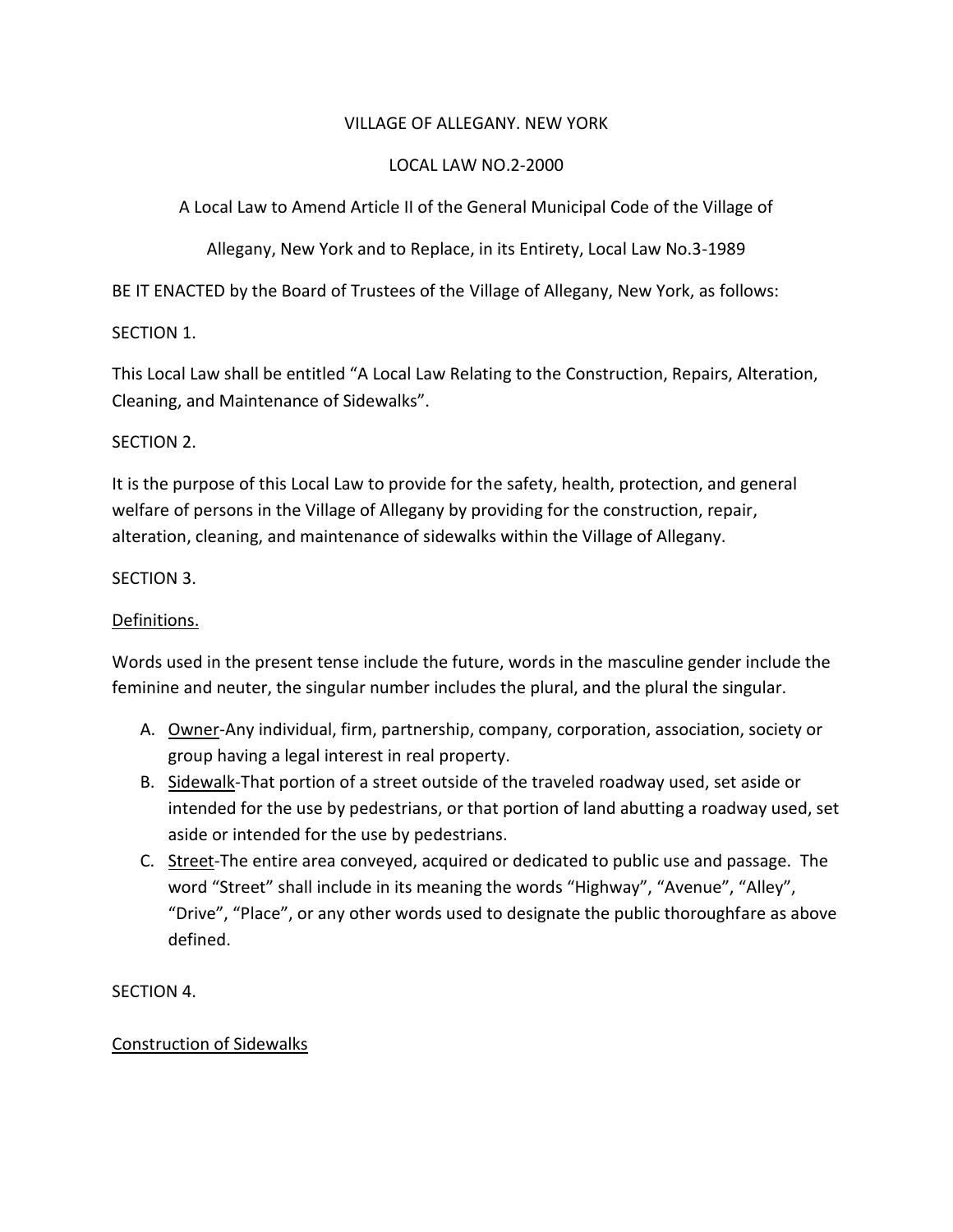# VILLAGE OF ALLEGANY. NEW YORK

## LOCAL LAW NO.2-2000

A Local Law to Amend Article II of the General Municipal Code of the Village of Allegany, New York and to Replace, in its Entirety, Local Law No.3-1989

BE IT ENACTED by the Board of Trustees of the Village of Allegany, New York, as follows:

SECTION 1.

This Local Law shall be entitled "A Local Law Relating to the Construction, Repairs, Alteration, Cleaning, and Maintenance of Sidewalks".

SECTION 2.

It is the purpose of this Local Law to provide for the safety, health, protection, and general welfare of persons in the Village of Allegany by providing for the construction, repair, alteration, cleaning, and maintenance of sidewalks within the Village of Allegany.

SECTION 3.

<u>Definitions.</u>

Words used in the present tense include the future, words in the masculine gender include the feminine and neuter, the singular number includes the plural, and the plural the singular.

A. <u>Owner</u>-Any individual, firm, partnership, company, corporation, association, society or group having a legal interest in real property.
B. <u>Sidewalk</u>-That portion of a street outside of the traveled roadway used, set aside or intended for the use by pedestrians, or that portion of land abutting a roadway used, set aside or intended for the use by pedestrians.
C. <u>Street</u>-The entire area conveyed, acquired or dedicated to public use and passage. The word "Street" shall include in its meaning the words "Highway", "Avenue", "Alley", "Drive", "Place", or any other words used to designate the public thoroughfare as above defined.

SECTION 4.

<u>Construction of Sidewalks</u>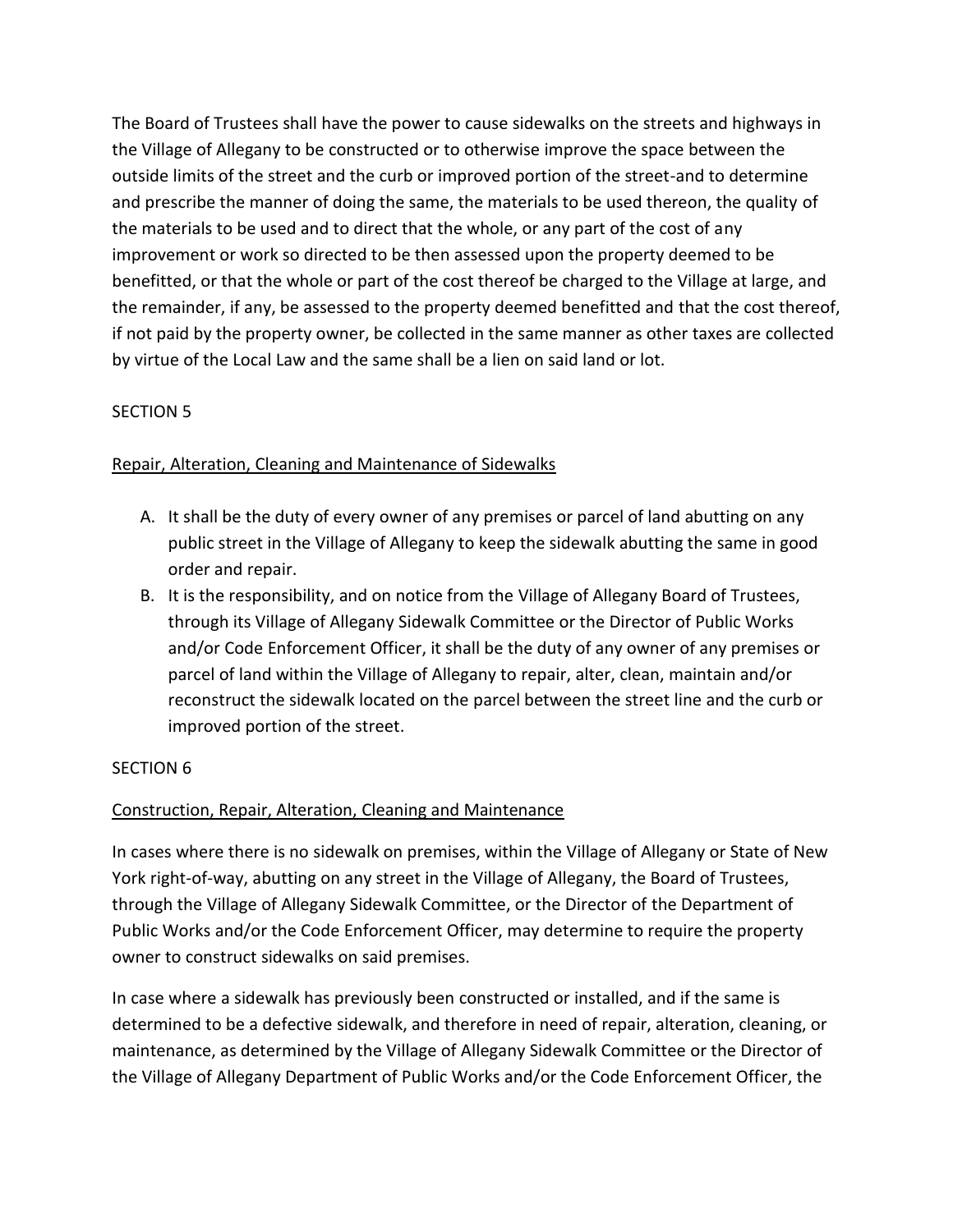The Board of Trustees shall have the power to cause sidewalks on the streets and highways in the Village of Allegany to be constructed or to otherwise improve the space between the outside limits of the street and the curb or improved portion of the street-and to determine and prescribe the manner of doing the same, the materials to be used thereon, the quality of the materials to be used and to direct that the whole, or any part of the cost of any improvement or work so directed to be then assessed upon the property deemed to be benefitted, or that the whole or part of the cost thereof be charged to the Village at large, and the remainder, if any, be assessed to the property deemed benefitted and that the cost thereof, if not paid by the property owner, be collected in the same manner as other taxes are collected by virtue of the Local Law and the same shall be a lien on said land or lot.

SECTION 5

<u>Repair, Alteration, Cleaning and Maintenance of Sidewalks</u>

A. It shall be the duty of every owner of any premises or parcel of land abutting on any public street in the Village of Allegany to keep the sidewalk abutting the same in good order and repair.
B. It is the responsibility, and on notice from the Village of Allegany Board of Trustees, through its Village of Allegany Sidewalk Committee or the Director of Public Works and/or Code Enforcement Officer, it shall be the duty of any owner of any premises or parcel of land within the Village of Allegany to repair, alter, clean, maintain and/or reconstruct the sidewalk located on the parcel between the street line and the curb or improved portion of the street.

SECTION 6

<u>Construction, Repair, Alteration, Cleaning and Maintenance</u>

In cases where there is no sidewalk on premises, within the Village of Allegany or State of New York right-of-way, abutting on any street in the Village of Allegany, the Board of Trustees, through the Village of Allegany Sidewalk Committee, or the Director of the Department of Public Works and/or the Code Enforcement Officer, may determine to require the property owner to construct sidewalks on said premises.

In case where a sidewalk has previously been constructed or installed, and if the same is determined to be a defective sidewalk, and therefore in need of repair, alteration, cleaning, or maintenance, as determined by the Village of Allegany Sidewalk Committee or the Director of the Village of Allegany Department of Public Works and/or the Code Enforcement Officer, the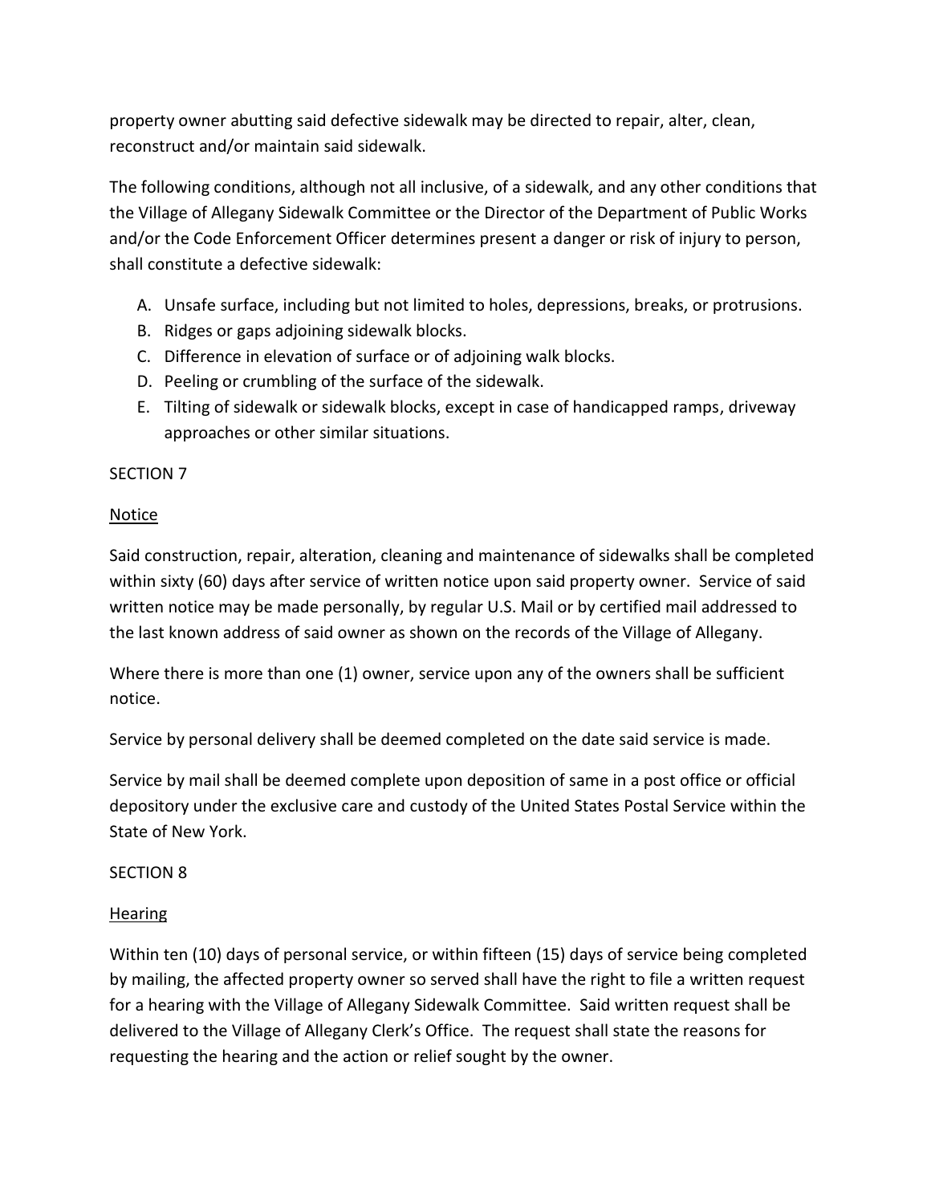property owner abutting said defective sidewalk may be directed to repair, alter, clean, reconstruct and/or maintain said sidewalk.

The following conditions, although not all inclusive, of a sidewalk, and any other conditions that the Village of Allegany Sidewalk Committee or the Director of the Department of Public Works and/or the Code Enforcement Officer determines present a danger or risk of injury to person, shall constitute a defective sidewalk:

A. Unsafe surface, including but not limited to holes, depressions, breaks, or protrusions.
B. Ridges or gaps adjoining sidewalk blocks.
C. Difference in elevation of surface or of adjoining walk blocks.
D. Peeling or crumbling of the surface of the sidewalk.
E. Tilting of sidewalk or sidewalk blocks, except in case of handicapped ramps, driveway approaches or other similar situations.

SECTION 7

<u>Notice</u>

Said construction, repair, alteration, cleaning and maintenance of sidewalks shall be completed within sixty (60) days after service of written notice upon said property owner. Service of said written notice may be made personally, by regular U.S. Mail or by certified mail addressed to the last known address of said owner as shown on the records of the Village of Allegany.

Where there is more than one (1) owner, service upon any of the owners shall be sufficient notice.

Service by personal delivery shall be deemed completed on the date said service is made.

Service by mail shall be deemed complete upon deposition of same in a post office or official depository under the exclusive care and custody of the United States Postal Service within the State of New York.

SECTION 8

<u>Hearing</u>

Within ten (10) days of personal service, or within fifteen (15) days of service being completed by mailing, the affected property owner so served shall have the right to file a written request for a hearing with the Village of Allegany Sidewalk Committee. Said written request shall be delivered to the Village of Allegany Clerk's Office. The request shall state the reasons for requesting the hearing and the action or relief sought by the owner.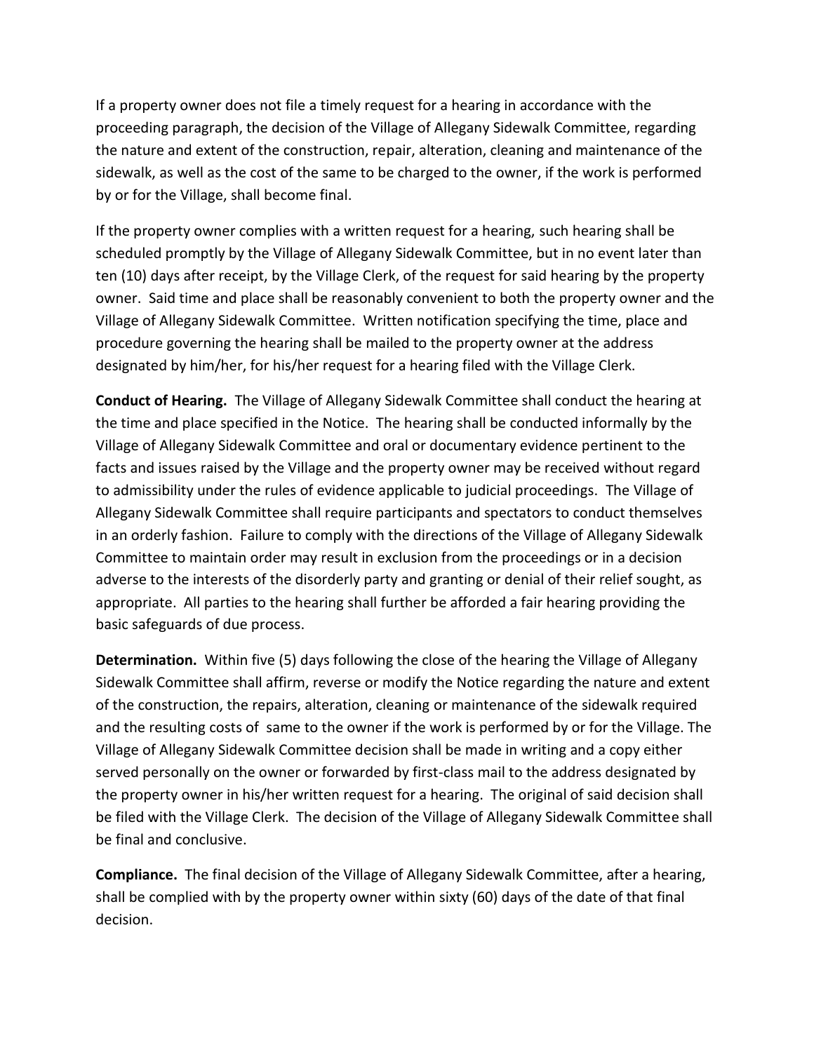If a property owner does not file a timely request for a hearing in accordance with the proceeding paragraph, the decision of the Village of Allegany Sidewalk Committee, regarding the nature and extent of the construction, repair, alteration, cleaning and maintenance of the sidewalk, as well as the cost of the same to be charged to the owner, if the work is performed by or for the Village, shall become final.

If the property owner complies with a written request for a hearing, such hearing shall be scheduled promptly by the Village of Allegany Sidewalk Committee, but in no event later than ten (10) days after receipt, by the Village Clerk, of the request for said hearing by the property owner. Said time and place shall be reasonably convenient to both the property owner and the Village of Allegany Sidewalk Committee. Written notification specifying the time, place and procedure governing the hearing shall be mailed to the property owner at the address designated by him/her, for his/her request for a hearing filed with the Village Clerk.

**Conduct of Hearing.** The Village of Allegany Sidewalk Committee shall conduct the hearing at the time and place specified in the Notice. The hearing shall be conducted informally by the Village of Allegany Sidewalk Committee and oral or documentary evidence pertinent to the facts and issues raised by the Village and the property owner may be received without regard to admissibility under the rules of evidence applicable to judicial proceedings. The Village of Allegany Sidewalk Committee shall require participants and spectators to conduct themselves in an orderly fashion. Failure to comply with the directions of the Village of Allegany Sidewalk Committee to maintain order may result in exclusion from the proceedings or in a decision adverse to the interests of the disorderly party and granting or denial of their relief sought, as appropriate. All parties to the hearing shall further be afforded a fair hearing providing the basic safeguards of due process.

**Determination.** Within five (5) days following the close of the hearing the Village of Allegany Sidewalk Committee shall affirm, reverse or modify the Notice regarding the nature and extent of the construction, the repairs, alteration, cleaning or maintenance of the sidewalk required and the resulting costs of same to the owner if the work is performed by or for the Village. The Village of Allegany Sidewalk Committee decision shall be made in writing and a copy either served personally on the owner or forwarded by first-class mail to the address designated by the property owner in his/her written request for a hearing. The original of said decision shall be filed with the Village Clerk. The decision of the Village of Allegany Sidewalk Committee shall be final and conclusive.

**Compliance.** The final decision of the Village of Allegany Sidewalk Committee, after a hearing, shall be complied with by the property owner within sixty (60) days of the date of that final decision.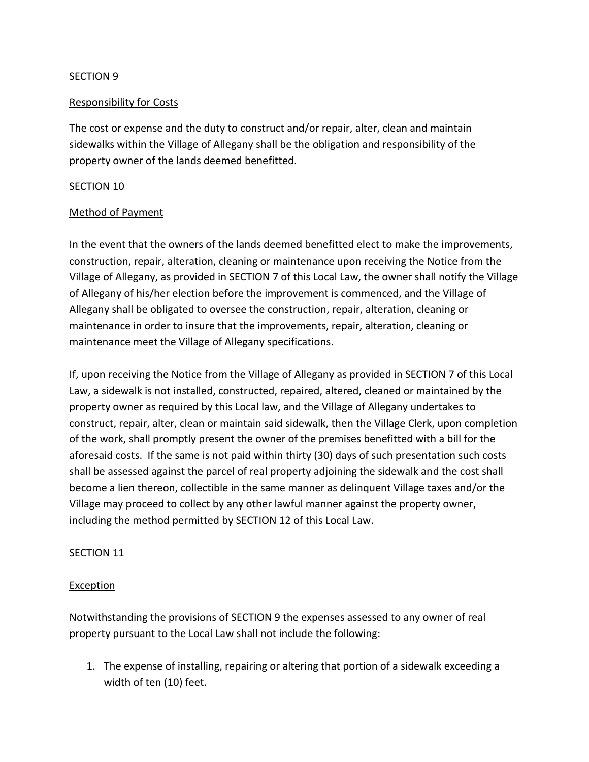SECTION 9

Responsibility for Costs

The cost or expense and the duty to construct and/or repair, alter, clean and maintain sidewalks within the Village of Allegany shall be the obligation and responsibility of the property owner of the lands deemed benefitted.

SECTION 10

Method of Payment

In the event that the owners of the lands deemed benefitted elect to make the improvements, construction, repair, alteration, cleaning or maintenance upon receiving the Notice from the Village of Allegany, as provided in SECTION 7 of this Local Law, the owner shall notify the Village of Allegany of his/her election before the improvement is commenced, and the Village of Allegany shall be obligated to oversee the construction, repair, alteration, cleaning or maintenance in order to insure that the improvements, repair, alteration, cleaning or maintenance meet the Village of Allegany specifications.

If, upon receiving the Notice from the Village of Allegany as provided in SECTION 7 of this Local Law, a sidewalk is not installed, constructed, repaired, altered, cleaned or maintained by the property owner as required by this Local law, and the Village of Allegany undertakes to construct, repair, alter, clean or maintain said sidewalk, then the Village Clerk, upon completion of the work, shall promptly present the owner of the premises benefitted with a bill for the aforesaid costs. If the same is not paid within thirty (30) days of such presentation such costs shall be assessed against the parcel of real property adjoining the sidewalk and the cost shall become a lien thereon, collectible in the same manner as delinquent Village taxes and/or the Village may proceed to collect by any other lawful manner against the property owner, including the method permitted by SECTION 12 of this Local Law.

SECTION 11

Exception

Notwithstanding the provisions of SECTION 9 the expenses assessed to any owner of real property pursuant to the Local Law shall not include the following:

1. The expense of installing, repairing or altering that portion of a sidewalk exceeding a width of ten (10) feet.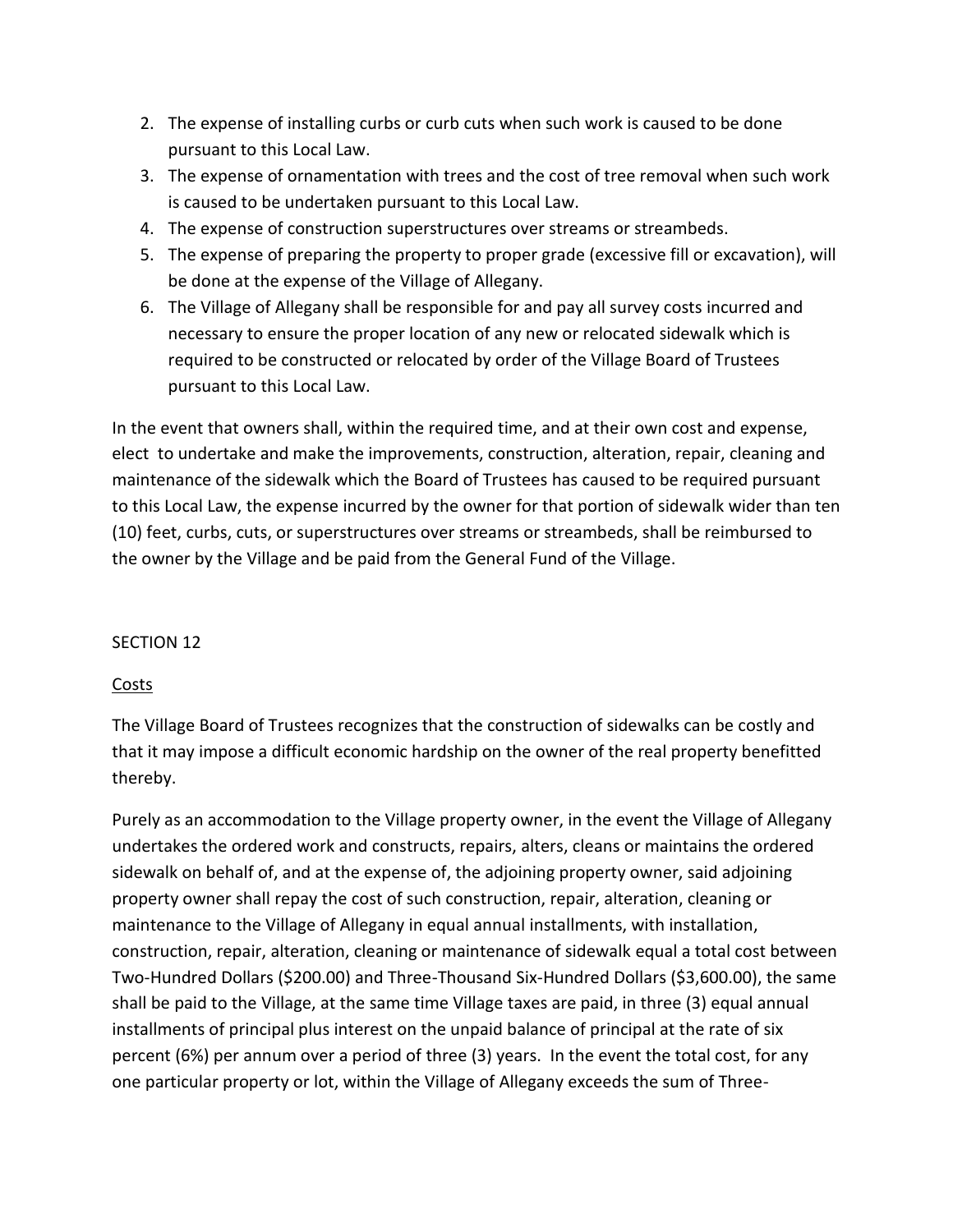2. The expense of installing curbs or curb cuts when such work is caused to be done pursuant to this Local Law.
3. The expense of ornamentation with trees and the cost of tree removal when such work is caused to be undertaken pursuant to this Local Law.
4. The expense of construction superstructures over streams or streambeds.
5. The expense of preparing the property to proper grade (excessive fill or excavation), will be done at the expense of the Village of Allegany.
6. The Village of Allegany shall be responsible for and pay all survey costs incurred and necessary to ensure the proper location of any new or relocated sidewalk which is required to be constructed or relocated by order of the Village Board of Trustees pursuant to this Local Law.

In the event that owners shall, within the required time, and at their own cost and expense, elect to undertake and make the improvements, construction, alteration, repair, cleaning and maintenance of the sidewalk which the Board of Trustees has caused to be required pursuant to this Local Law, the expense incurred by the owner for that portion of sidewalk wider than ten (10) feet, curbs, cuts, or superstructures over streams or streambeds, shall be reimbursed to the owner by the Village and be paid from the General Fund of the Village.

SECTION 12

Costs

The Village Board of Trustees recognizes that the construction of sidewalks can be costly and that it may impose a difficult economic hardship on the owner of the real property benefitted thereby.

Purely as an accommodation to the Village property owner, in the event the Village of Allegany undertakes the ordered work and constructs, repairs, alters, cleans or maintains the ordered sidewalk on behalf of, and at the expense of, the adjoining property owner, said adjoining property owner shall repay the cost of such construction, repair, alteration, cleaning or maintenance to the Village of Allegany in equal annual installments, with installation, construction, repair, alteration, cleaning or maintenance of sidewalk equal a total cost between Two-Hundred Dollars ($200.00) and Three-Thousand Six-Hundred Dollars ($3,600.00), the same shall be paid to the Village, at the same time Village taxes are paid, in three (3) equal annual installments of principal plus interest on the unpaid balance of principal at the rate of six percent (6%) per annum over a period of three (3) years. In the event the total cost, for any one particular property or lot, within the Village of Allegany exceeds the sum of Three-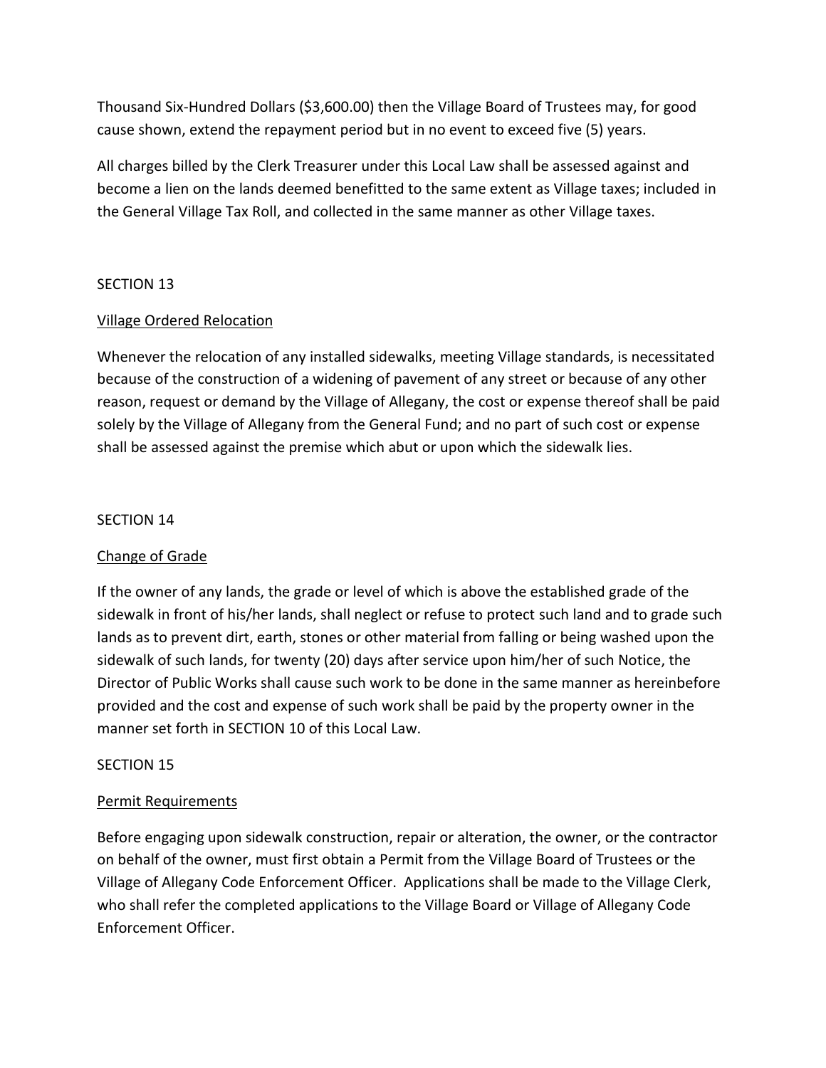Thousand Six-Hundred Dollars ($3,600.00) then the Village Board of Trustees may, for good cause shown, extend the repayment period but in no event to exceed five (5) years.

All charges billed by the Clerk Treasurer under this Local Law shall be assessed against and become a lien on the lands deemed benefitted to the same extent as Village taxes; included in the General Village Tax Roll, and collected in the same manner as other Village taxes.

SECTION 13

<u>Village Ordered Relocation</u>

Whenever the relocation of any installed sidewalks, meeting Village standards, is necessitated because of the construction of a widening of pavement of any street or because of any other reason, request or demand by the Village of Allegany, the cost or expense thereof shall be paid solely by the Village of Allegany from the General Fund; and no part of such cost or expense shall be assessed against the premise which abut or upon which the sidewalk lies.

SECTION 14

<u>Change of Grade</u>

If the owner of any lands, the grade or level of which is above the established grade of the sidewalk in front of his/her lands, shall neglect or refuse to protect such land and to grade such lands as to prevent dirt, earth, stones or other material from falling or being washed upon the sidewalk of such lands, for twenty (20) days after service upon him/her of such Notice, the Director of Public Works shall cause such work to be done in the same manner as hereinbefore provided and the cost and expense of such work shall be paid by the property owner in the manner set forth in SECTION 10 of this Local Law.

SECTION 15

<u>Permit Requirements</u>

Before engaging upon sidewalk construction, repair or alteration, the owner, or the contractor on behalf of the owner, must first obtain a Permit from the Village Board of Trustees or the Village of Allegany Code Enforcement Officer. Applications shall be made to the Village Clerk, who shall refer the completed applications to the Village Board or Village of Allegany Code Enforcement Officer.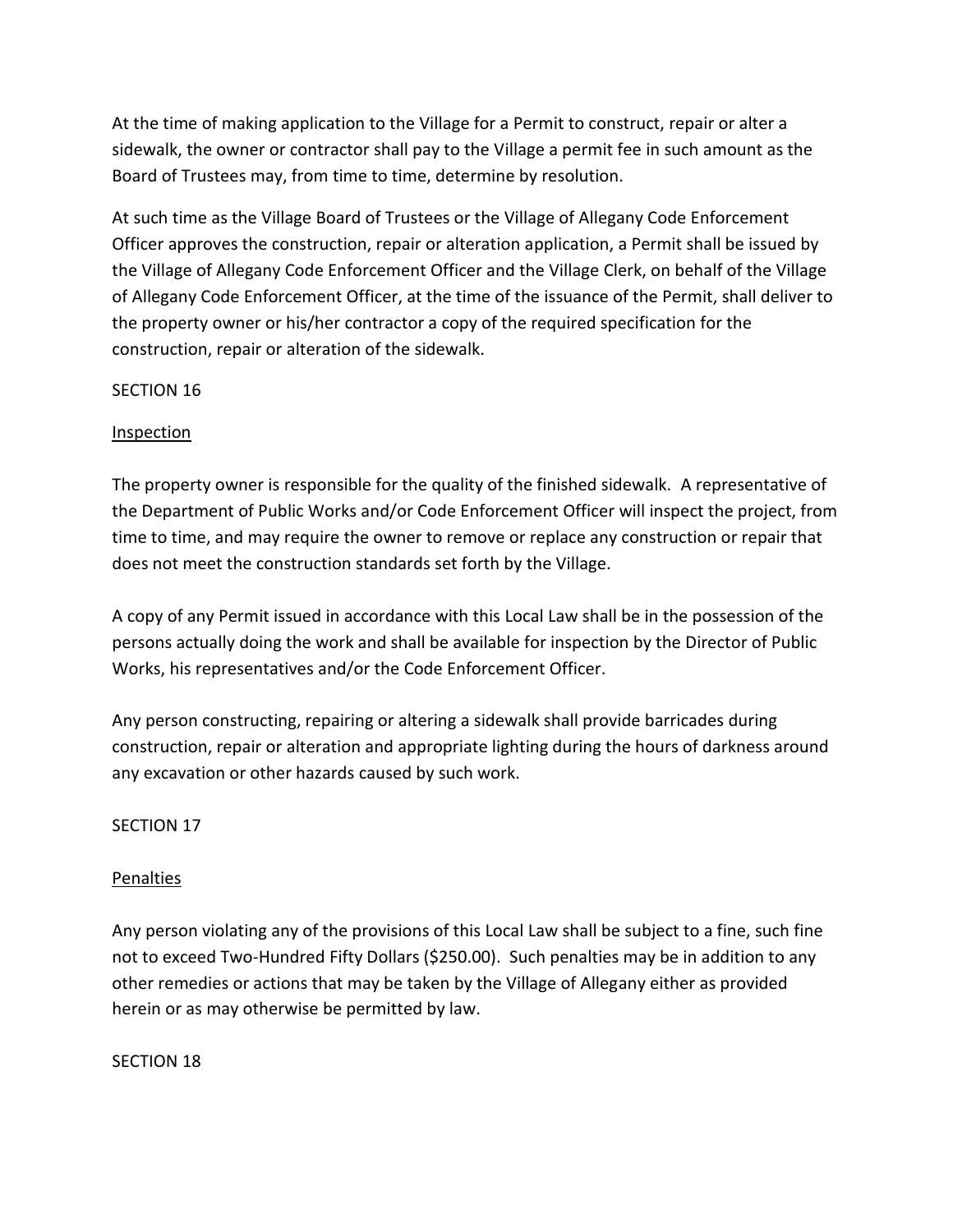At the time of making application to the Village for a Permit to construct, repair or alter a sidewalk, the owner or contractor shall pay to the Village a permit fee in such amount as the Board of Trustees may, from time to time, determine by resolution.

At such time as the Village Board of Trustees or the Village of Allegany Code Enforcement Officer approves the construction, repair or alteration application, a Permit shall be issued by the Village of Allegany Code Enforcement Officer and the Village Clerk, on behalf of the Village of Allegany Code Enforcement Officer, at the time of the issuance of the Permit, shall deliver to the property owner or his/her contractor a copy of the required specification for the construction, repair or alteration of the sidewalk.

SECTION 16

Inspection

The property owner is responsible for the quality of the finished sidewalk. A representative of the Department of Public Works and/or Code Enforcement Officer will inspect the project, from time to time, and may require the owner to remove or replace any construction or repair that does not meet the construction standards set forth by the Village.

A copy of any Permit issued in accordance with this Local Law shall be in the possession of the persons actually doing the work and shall be available for inspection by the Director of Public Works, his representatives and/or the Code Enforcement Officer.

Any person constructing, repairing or altering a sidewalk shall provide barricades during construction, repair or alteration and appropriate lighting during the hours of darkness around any excavation or other hazards caused by such work.

SECTION 17

Penalties

Any person violating any of the provisions of this Local Law shall be subject to a fine, such fine not to exceed Two-Hundred Fifty Dollars ($250.00). Such penalties may be in addition to any other remedies or actions that may be taken by the Village of Allegany either as provided herein or as may otherwise be permitted by law.

SECTION 18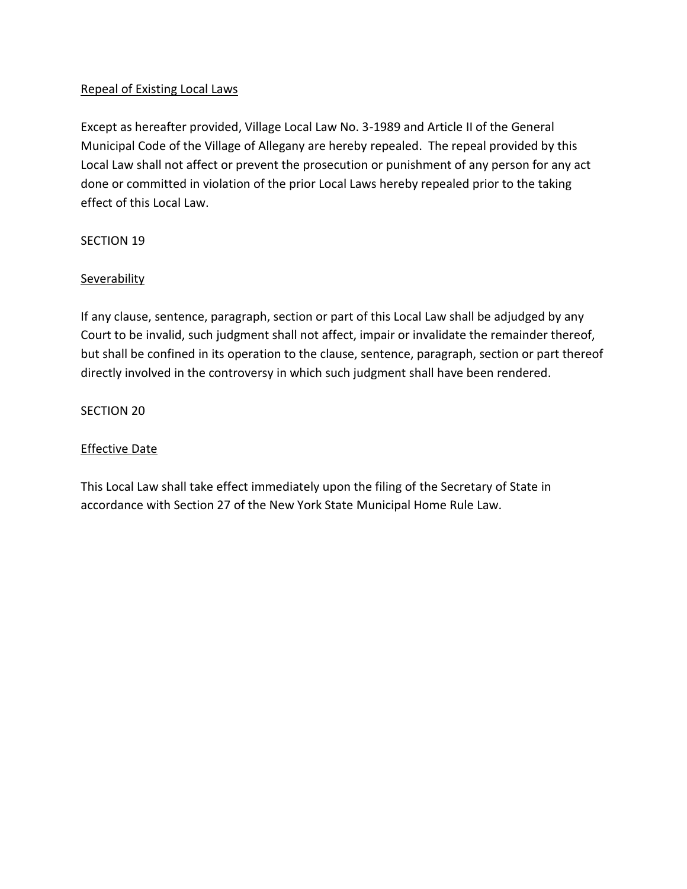Repeal of Existing Local Laws

Except as hereafter provided, Village Local Law No. 3-1989 and Article II of the General Municipal Code of the Village of Allegany are hereby repealed. The repeal provided by this Local Law shall not affect or prevent the prosecution or punishment of any person for any act done or committed in violation of the prior Local Laws hereby repealed prior to the taking effect of this Local Law.

SECTION 19

Severability

If any clause, sentence, paragraph, section or part of this Local Law shall be adjudged by any Court to be invalid, such judgment shall not affect, impair or invalidate the remainder thereof, but shall be confined in its operation to the clause, sentence, paragraph, section or part thereof directly involved in the controversy in which such judgment shall have been rendered.

SECTION 20

Effective Date

This Local Law shall take effect immediately upon the filing of the Secretary of State in accordance with Section 27 of the New York State Municipal Home Rule Law.